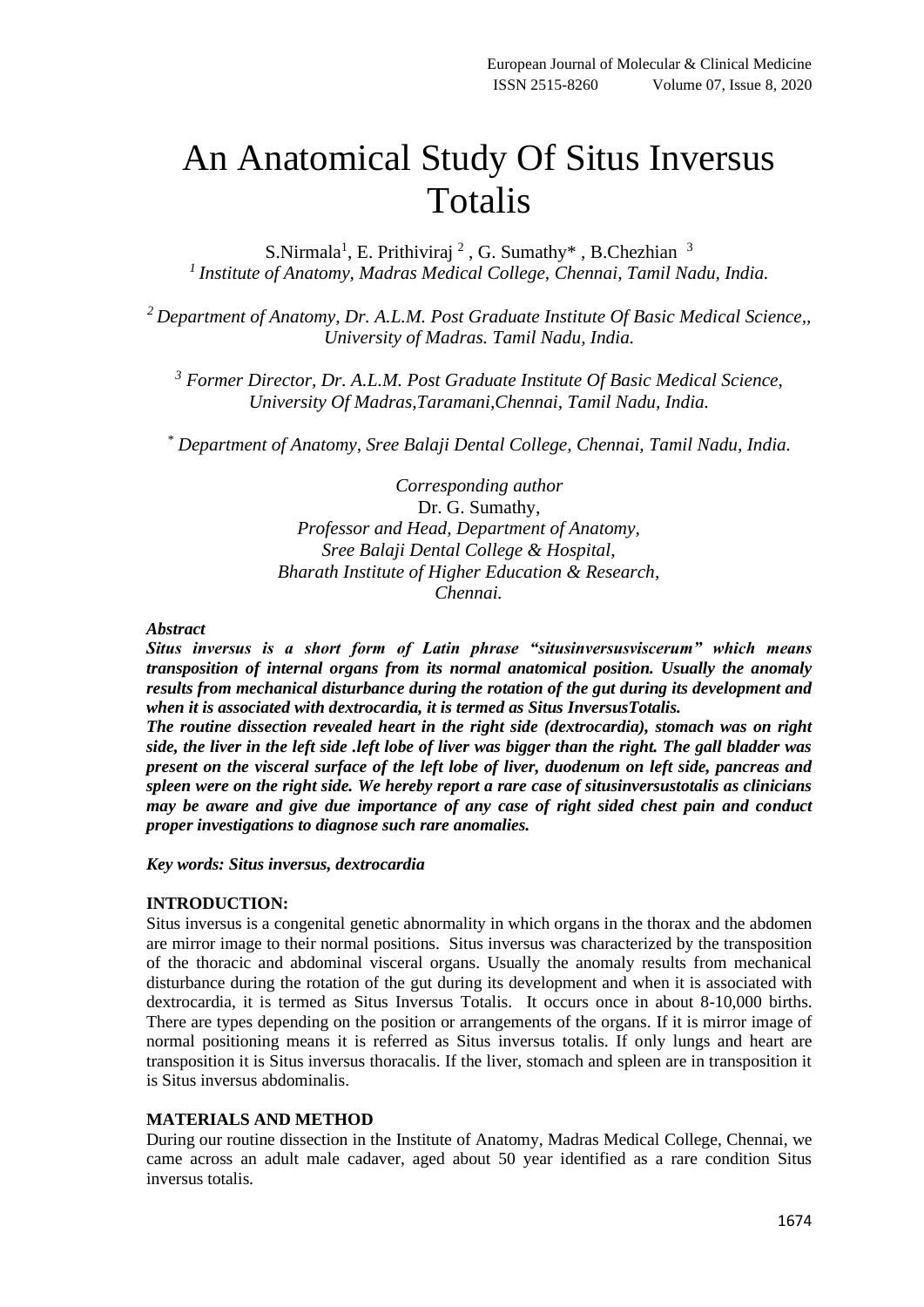# An Anatomical Study Of Situs Inversus Totalis

S.Nirmala[1], E. Prithiviraj [2] , G. Sumathy* , B.Chezhian [3]

[1] *Institute of Anatomy, Madras Medical College, Chennai, Tamil Nadu, India.*

[2] *Department of Anatomy, Dr. A.L.M. Post Graduate Institute Of Basic Medical Science,, University of Madras. Tamil Nadu, India.*

[3] *Former Director, Dr. A.L.M. Post Graduate Institute Of Basic Medical Science, University Of Madras,Taramani,Chennai, Tamil Nadu, India.*

[*] *Department of Anatomy, Sree Balaji Dental College, Chennai, Tamil Nadu, India.*

*Corresponding author*
Dr. G. Sumathy,
*Professor and Head, Department of Anatomy,*
*Sree Balaji Dental College & Hospital,*
*Bharath Institute of Higher Education & Research,*
*Chennai.*

***Abstract***

***Situs inversus is a short form of Latin phrase "situsinversusviscerum" which means transposition of internal organs from its normal anatomical position. Usually the anomaly results from mechanical disturbance during the rotation of the gut during its development and when it is associated with dextrocardia, it is termed as Situs InversusTotalis.***

***The routine dissection revealed heart in the right side (dextrocardia), stomach was on right side, the liver in the left side .left lobe of liver was bigger than the right. The gall bladder was present on the visceral surface of the left lobe of liver, duodenum on left side, pancreas and spleen were on the right side. We hereby report a rare case of situsinversustotalis as clinicians may be aware and give due importance of any case of right sided chest pain and conduct proper investigations to diagnose such rare anomalies.***

***Key words: Situs inversus, dextrocardia***

**INTRODUCTION:**

Situs inversus is a congenital genetic abnormality in which organs in the thorax and the abdomen are mirror image to their normal positions. Situs inversus was characterized by the transposition of the thoracic and abdominal visceral organs. Usually the anomaly results from mechanical disturbance during the rotation of the gut during its development and when it is associated with dextrocardia, it is termed as Situs Inversus Totalis. It occurs once in about 8-10,000 births. There are types depending on the position or arrangements of the organs. If it is mirror image of normal positioning means it is referred as Situs inversus totalis. If only lungs and heart are transposition it is Situs inversus thoracalis. If the liver, stomach and spleen are in transposition it is Situs inversus abdominalis.

**MATERIALS AND METHOD**

During our routine dissection in the Institute of Anatomy, Madras Medical College, Chennai, we came across an adult male cadaver, aged about 50 year identified as a rare condition Situs inversus totalis.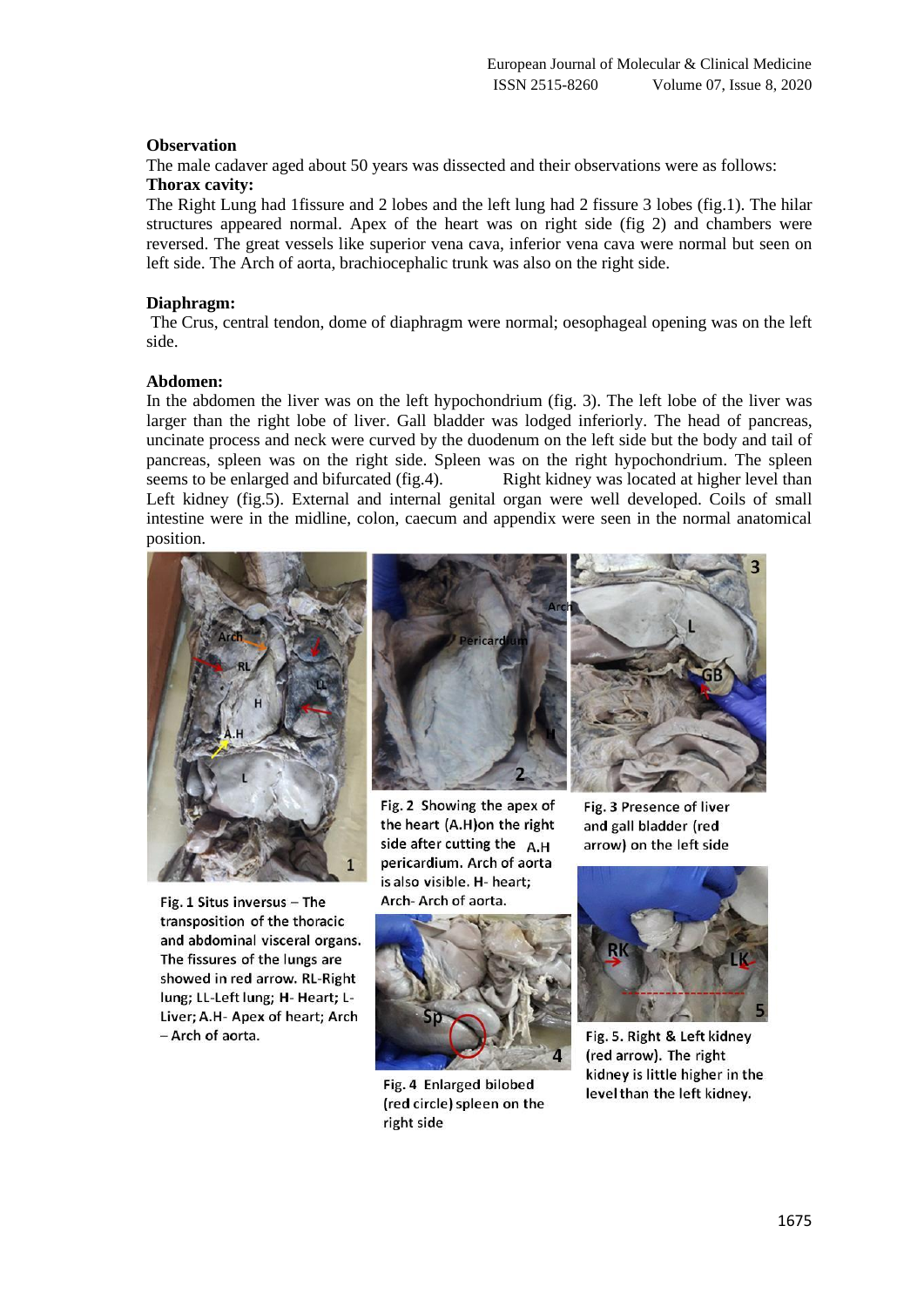**Observation**

The male cadaver aged about 50 years was dissected and their observations were as follows:

**Thorax cavity:**

The Right Lung had 1fissure and 2 lobes and the left lung had 2 fissure 3 lobes (fig.1). The hilar structures appeared normal. Apex of the heart was on right side (fig 2) and chambers were reversed. The great vessels like superior vena cava, inferior vena cava were normal but seen on left side. The Arch of aorta, brachiocephalic trunk was also on the right side.

**Diaphragm:**

The Crus, central tendon, dome of diaphragm were normal; oesophageal opening was on the left side.

**Abdomen:**

In the abdomen the liver was on the left hypochondrium (fig. 3). The left lobe of the liver was larger than the right lobe of liver. Gall bladder was lodged inferiorly. The head of pancreas, uncinate process and neck were curved by the duodenum on the left side but the body and tail of pancreas, spleen was on the right side. Spleen was on the right hypochondrium. The spleen seems to be enlarged and bifurcated (fig.4). Right kidney was located at higher level than Left kidney (fig.5). External and internal genital organ were well developed. Coils of small intestine were in the midline, colon, caecum and appendix were seen in the normal anatomical position.

Fig. 1 Situs inversus – The transposition of the thoracic and abdominal visceral organs. The fissures of the lungs are showed in red arrow. RL-Right lung; LL-Left lung; H- Heart; L-Liver; A.H- Apex of heart; Arch – Arch of aorta.

Fig. 2 Showing the apex of the heart (A.H)on the right side after cutting the pericardium. Arch of aorta is also visible. H- heart; Arch- Arch of aorta.

Fig. 3 Presence of liver and gall bladder (red arrow) on the left side

Fig. 4 Enlarged bilobed (red circle) spleen on the right side

Fig. 5. Right & Left kidney (red arrow). The right kidney is little higher in the level than the left kidney.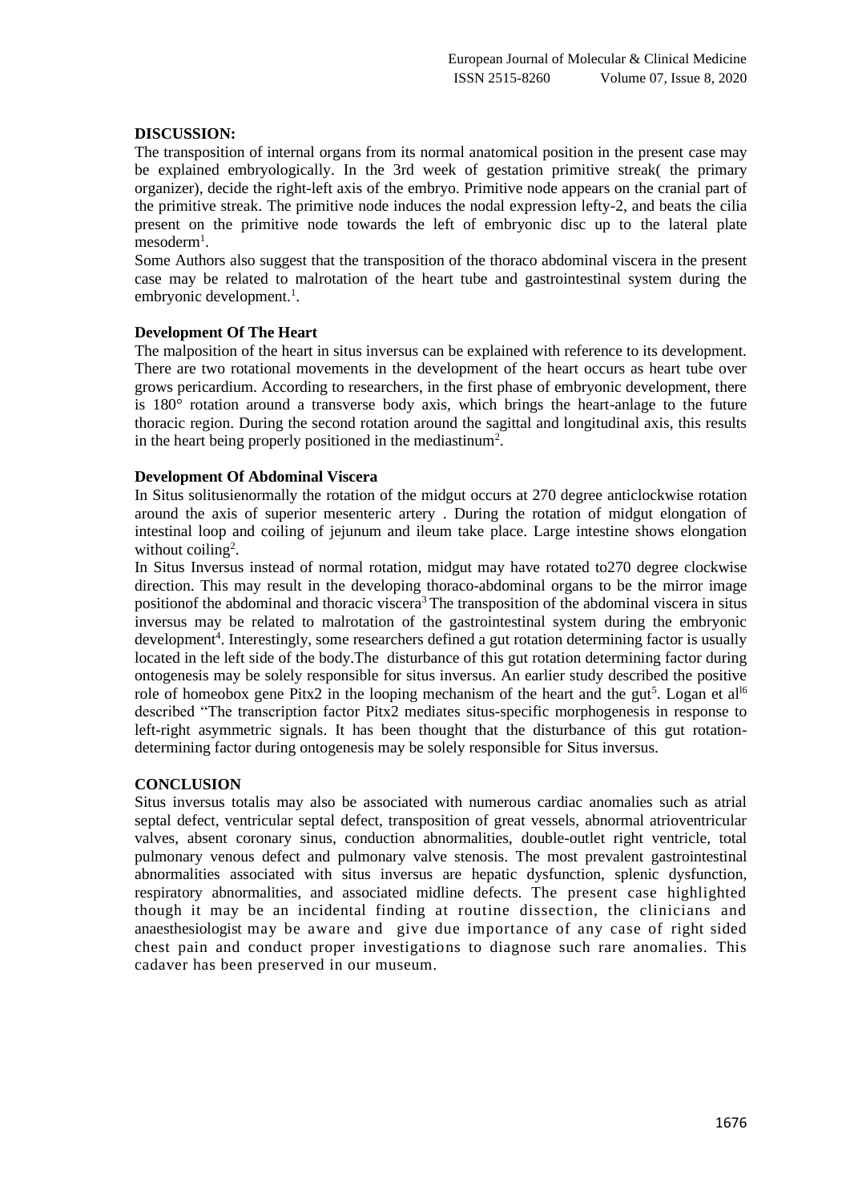## DISCUSSION:

The transposition of internal organs from its normal anatomical position in the present case may be explained embryologically. In the 3rd week of gestation primitive streak( the primary organizer), decide the right-left axis of the embryo. Primitive node appears on the cranial part of the primitive streak. The primitive node induces the nodal expression lefty-2, and beats the cilia present on the primitive node towards the left of embryonic disc up to the lateral plate mesoderm[1].

Some Authors also suggest that the transposition of the thoraco abdominal viscera in the present case may be related to malrotation of the heart tube and gastrointestinal system during the embryonic development.[1].

### Development Of The Heart

The malposition of the heart in situs inversus can be explained with reference to its development. There are two rotational movements in the development of the heart occurs as heart tube over grows pericardium. According to researchers, in the first phase of embryonic development, there is 180° rotation around a transverse body axis, which brings the heart-anlage to the future thoracic region. During the second rotation around the sagittal and longitudinal axis, this results in the heart being properly positioned in the mediastinum[2].

### Development Of Abdominal Viscera

In Situs solitusienormally the rotation of the midgut occurs at 270 degree anticlockwise rotation around the axis of superior mesenteric artery . During the rotation of midgut elongation of intestinal loop and coiling of jejunum and ileum take place. Large intestine shows elongation without coiling[2].

In Situs Inversus instead of normal rotation, midgut may have rotated to270 degree clockwise direction. This may result in the developing thoraco-abdominal organs to be the mirror image positionof the abdominal and thoracic viscera[3] The transposition of the abdominal viscera in situs inversus may be related to malrotation of the gastrointestinal system during the embryonic development[4]. Interestingly, some researchers defined a gut rotation determining factor is usually located in the left side of the body.The disturbance of this gut rotation determining factor during ontogenesis may be solely responsible for situs inversus. An earlier study described the positive role of homeobox gene Pitx2 in the looping mechanism of the heart and the gut[5]. Logan et al[6] described "The transcription factor Pitx2 mediates situs-specific morphogenesis in response to left-right asymmetric signals. It has been thought that the disturbance of this gut rotation-determining factor during ontogenesis may be solely responsible for Situs inversus.

## CONCLUSION

Situs inversus totalis may also be associated with numerous cardiac anomalies such as atrial septal defect, ventricular septal defect, transposition of great vessels, abnormal atrioventricular valves, absent coronary sinus, conduction abnormalities, double-outlet right ventricle, total pulmonary venous defect and pulmonary valve stenosis. The most prevalent gastrointestinal abnormalities associated with situs inversus are hepatic dysfunction, splenic dysfunction, respiratory abnormalities, and associated midline defects. The present case highlighted though it may be an incidental finding at routine dissection, the clinicians and anaesthesiologist may be aware and give due importance of any case of right sided chest pain and conduct proper investigations to diagnose such rare anomalies. This cadaver has been preserved in our museum.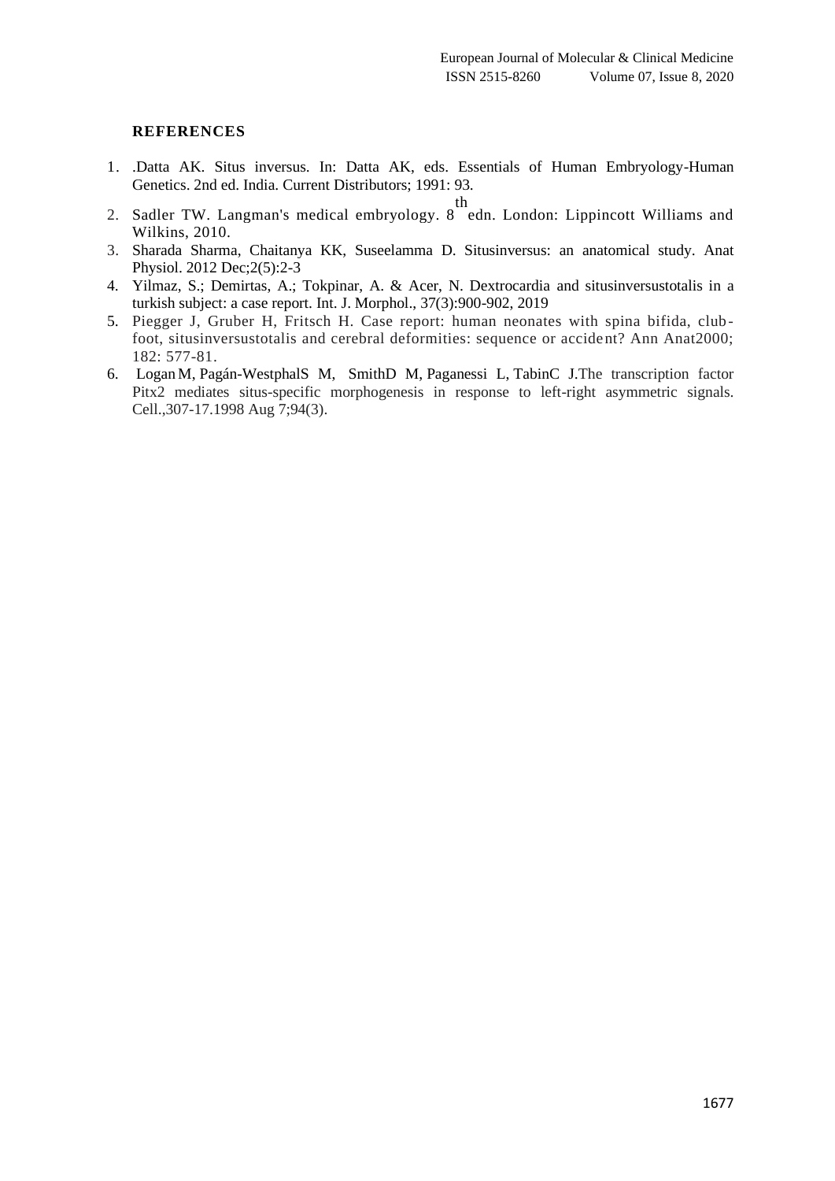## REFERENCES

1. .Datta AK. Situs inversus. In: Datta AK, eds. Essentials of Human Embryology-Human Genetics. 2nd ed. India. Current Distributors; 1991: 93.
2. Sadler TW. Langman's medical embryology. 8th edn. London: Lippincott Williams and Wilkins, 2010.
3. Sharada Sharma, Chaitanya KK, Suseelamma D. Situsinversus: an anatomical study. Anat Physiol. 2012 Dec;2(5):2-3
4. Yilmaz, S.; Demirtas, A.; Tokpinar, A. & Acer, N. Dextrocardia and situsinversustotalis in a turkish subject: a case report. Int. J. Morphol., 37(3):900-902, 2019
5. Piegger J, Gruber H, Fritsch H. Case report: human neonates with spina bifida, club-foot, situsinversustotalis and cerebral deformities: sequence or accident? Ann Anat2000; 182: 577-81.
6. Logan M, Pagán-WestphalS M, SmithD M, Paganessi L, TabinC J.The transcription factor Pitx2 mediates situs-specific morphogenesis in response to left-right asymmetric signals. Cell.,307-17.1998 Aug 7;94(3).